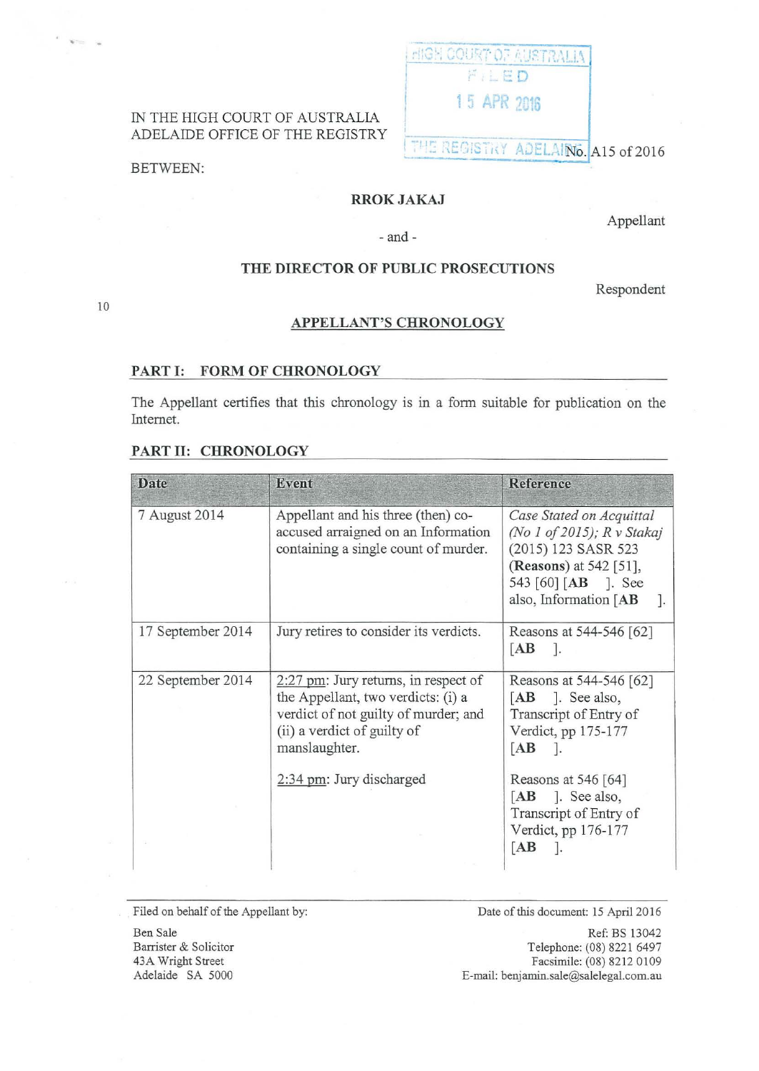HIGH COURT OF AUSTRALIA
FILED
15 APR 2016
THE REGISTRY ADELAIDE

IN THE HIGH COURT OF AUSTRALIA
ADELAIDE OFFICE OF THE REGISTRY

No. A15 of 2016

BETWEEN:

**RROK JAKAJ**

Appellant

- and -

**THE DIRECTOR OF PUBLIC PROSECUTIONS**

Respondent

## APPELLANT'S CHRONOLOGY

### PART I: FORM OF CHRONOLOGY

The Appellant certifies that this chronology is in a form suitable for publication on the Internet.

### PART II: CHRONOLOGY

| Date | Event | Reference |
|---|---|---|
| 7 August 2014 | Appellant and his three (then) co-accused arraigned on an Information containing a single count of murder. | *Case Stated on Acquittal (No 1 of 2015); R v Stakaj* (2015) 123 SASR 523 (**Reasons**) at 542 [51], 543 [60] [**AB** ]. See also, Information [**AB** ]. |
| 17 September 2014 | Jury retires to consider its verdicts. | Reasons at 544-546 [62] [**AB** ]. |
| 22 September 2014 | 2:27 pm: Jury returns, in respect of the Appellant, two verdicts: (i) a verdict of not guilty of murder; and (ii) a verdict of guilty of manslaughter.<br><br>2:34 pm: Jury discharged | Reasons at 544-546 [62] [**AB** ]. See also, Transcript of Entry of Verdict, pp 175-177 [**AB** ].<br><br>Reasons at 546 [64] [**AB** ]. See also, Transcript of Entry of Verdict, pp 176-177 [**AB** ]. |

Filed on behalf of the Appellant by:

Ben Sale
Barrister & Solicitor
43A Wright Street
Adelaide SA 5000

Date of this document: 15 April 2016

Ref: BS 13042
Telephone: (08) 8221 6497
Facsimile: (08) 8212 0109
E-mail: benjamin.sale@salelegal.com.au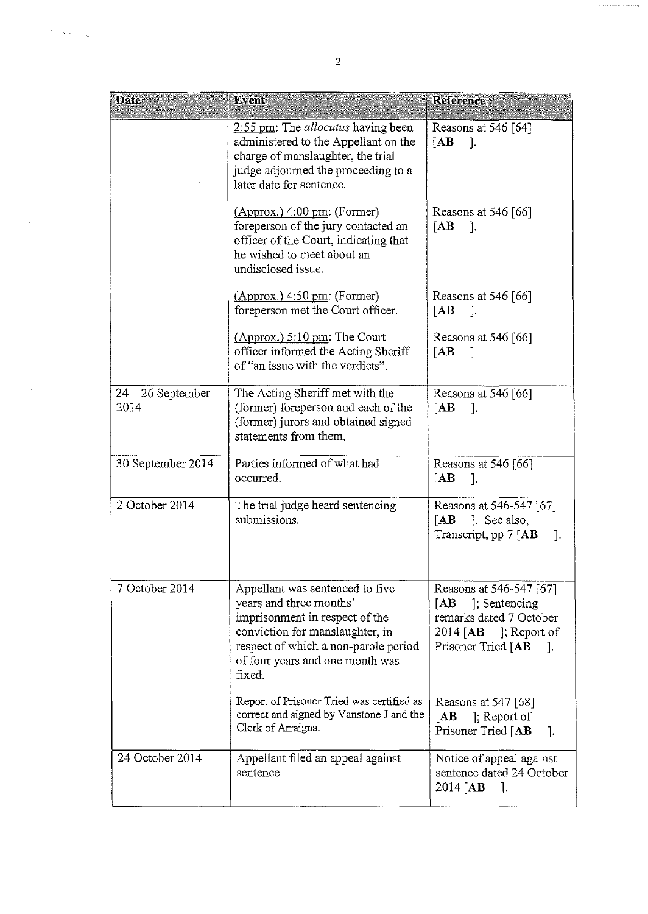| Date | Event | Reference |
|---|---|---|
| | 2:55 pm: The *allocutus* having been administered to the Appellant on the charge of manslaughter, the trial judge adjourned the proceeding to a later date for sentence. | Reasons at 546 [64] [**AB** ]. |
| | (Approx.) 4:00 pm: (Former) foreperson of the jury contacted an officer of the Court, indicating that he wished to meet about an undisclosed issue. | Reasons at 546 [66] [**AB** ]. |
| | (Approx.) 4:50 pm: (Former) foreperson met the Court officer. | Reasons at 546 [66] [**AB** ]. |
| | (Approx.) 5:10 pm: The Court officer informed the Acting Sheriff of "an issue with the verdicts". | Reasons at 546 [66] [**AB** ]. |
| 24 – 26 September 2014 | The Acting Sheriff met with the (former) foreperson and each of the (former) jurors and obtained signed statements from them. | Reasons at 546 [66] [**AB** ]. |
| 30 September 2014 | Parties informed of what had occurred. | Reasons at 546 [66] [**AB** ]. |
| 2 October 2014 | The trial judge heard sentencing submissions. | Reasons at 546-547 [67] [**AB** ]. See also, Transcript, pp 7 [**AB** ]. |
| 7 October 2014 | Appellant was sentenced to five years and three months' imprisonment in respect of the conviction for manslaughter, in respect of which a non-parole period of four years and one month was fixed. | Reasons at 546-547 [67] [**AB** ]; Sentencing remarks dated 7 October 2014 [**AB** ]; Report of Prisoner Tried [**AB** ]. |
| | Report of Prisoner Tried was certified as correct and signed by Vanstone J and the Clerk of Arraigns. | Reasons at 547 [68] [**AB** ]; Report of Prisoner Tried [**AB** ]. |
| 24 October 2014 | Appellant filed an appeal against sentence. | Notice of appeal against sentence dated 24 October 2014 [**AB** ]. |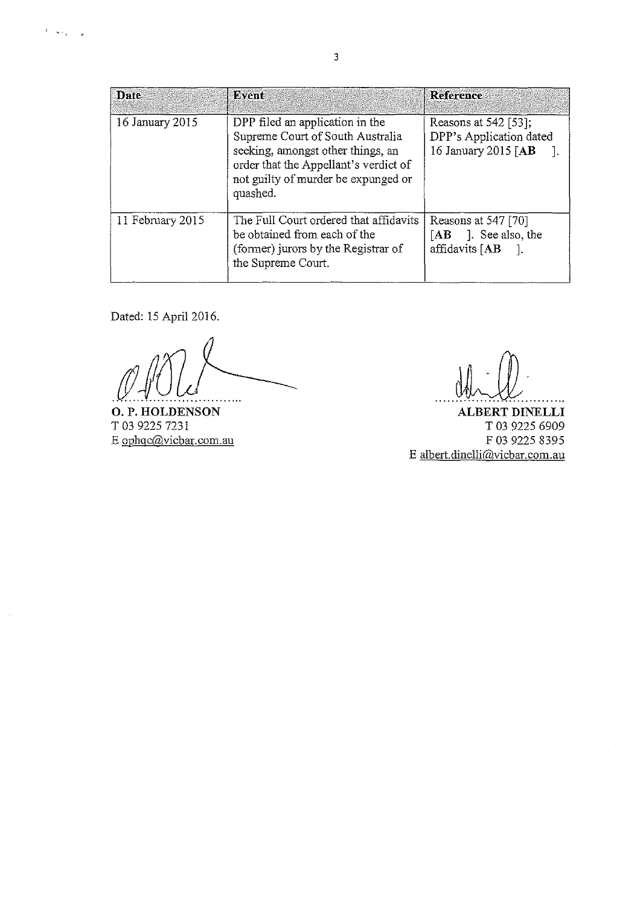| Date | Event | Reference |
| --- | --- | --- |
| 16 January 2015 | DPP filed an application in the Supreme Court of South Australia seeking, amongst other things, an order that the Appellant's verdict of not guilty of murder be expunged or quashed. | Reasons at 542 [53]; DPP's Application dated 16 January 2015 [**AB** ]. |
| 11 February 2015 | The Full Court ordered that affidavits be obtained from each of the (former) jurors by the Registrar of the Supreme Court. | Reasons at 547 [70] [**AB** ]. See also, the affidavits [**AB** ]. |

Dated: 15 April 2016.

**O. P. HOLDENSON**
T 03 9225 7231
E ophqc@vicbar.com.au

**ALBERT DINELLI**
T 03 9225 6909
F 03 9225 8395
E albert.dinelli@vicbar.com.au